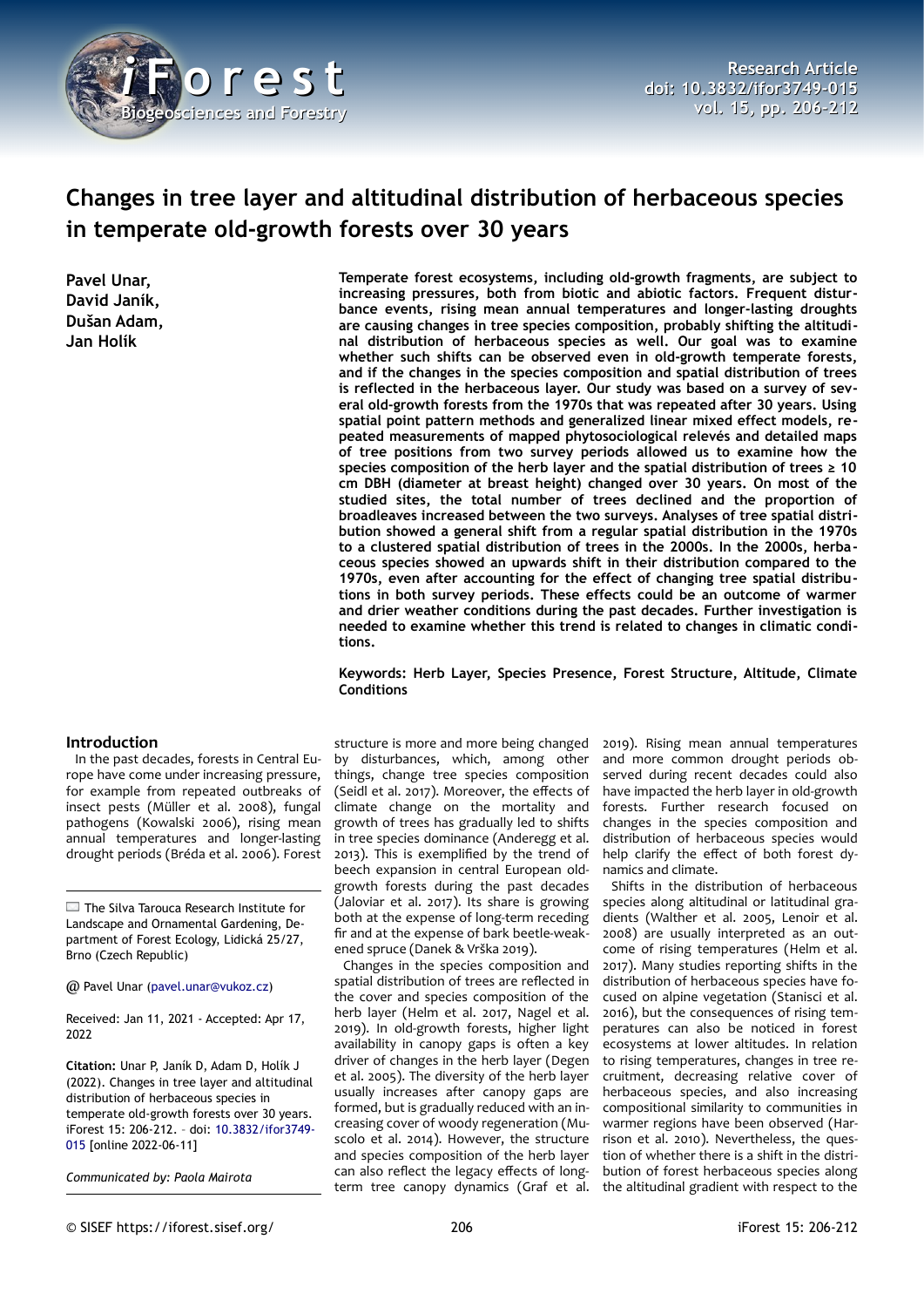# Changes in tree layer and altitudinal distribution of herbaceous species in temperate old-growth forests over 30 years

**Pavel Unar, David Janík, Dušan Adam, Jan Holík**

**Temperate forest ecosystems, including old-growth fragments, are subject to increasing pressures, both from biotic and abiotic factors. Frequent disturbance events, rising mean annual temperatures and longer-lasting droughts are causing changes in tree species composition, probably shifting the altitudinal distribution of herbaceous species as well. Our goal was to examine whether such shifts can be observed even in old-growth temperate forests, and if the changes in the species composition and spatial distribution of trees is reflected in the herbaceous layer. Our study was based on a survey of several old-growth forests from the 1970s that was repeated after 30 years. Using spatial point pattern methods and generalized linear mixed effect models, repeated measurements of mapped phytosociological relevés and detailed maps of tree positions from two survey periods allowed us to examine how the species composition of the herb layer and the spatial distribution of trees ≥ 10 cm DBH (diameter at breast height) changed over 30 years. On most of the studied sites, the total number of trees declined and the proportion of broadleaves increased between the two surveys. Analyses of tree spatial distribution showed a general shift from a regular spatial distribution in the 1970s to a clustered spatial distribution of trees in the 2000s. In the 2000s, herbaceous species showed an upwards shift in their distribution compared to the 1970s, even after accounting for the effect of changing tree spatial distributions in both survey periods. These effects could be an outcome of warmer and drier weather conditions during the past decades. Further investigation is needed to examine whether this trend is related to changes in climatic conditions.**

**Keywords: Herb Layer, Species Presence, Forest Structure, Altitude, Climate Conditions**

## Introduction

In the past decades, forests in Central Europe have come under increasing pressure, for example from repeated outbreaks of insect pests (Müller et al. 2008), fungal pathogens (Kowalski 2006), rising mean annual temperatures and longer-lasting drought periods (Bréda et al. 2006). Forest structure is more and more being changed by disturbances, which, among other things, change tree species composition (Seidl et al. 2017). Moreover, the effects of climate change on the mortality and growth of trees has gradually led to shifts in tree species dominance (Anderegg et al. 2013). This is exemplified by the trend of beech expansion in central European old-growth forests during the past decades (Jaloviar et al. 2017). Its share is growing both at the expense of long-term receding fir and at the expense of bark beetle-weakened spruce (Danek & Vrška 2019).

Changes in the species composition and spatial distribution of trees are reflected in the cover and species composition of the herb layer (Helm et al. 2017, Nagel et al. 2019). In old-growth forests, higher light availability in canopy gaps is often a key driver of changes in the herb layer (Degen et al. 2005). The diversity of the herb layer usually increases after canopy gaps are formed, but is gradually reduced with an increasing cover of woody regeneration (Muscolo et al. 2014). However, the structure and species composition of the herb layer can also reflect the legacy effects of long-term tree canopy dynamics (Graf et al. 2019). Rising mean annual temperatures and more common drought periods observed during recent decades could also have impacted the herb layer in old-growth forests. Further research focused on changes in the species composition and distribution of herbaceous species would help clarify the effect of both forest dynamics and climate.

Shifts in the distribution of herbaceous species along altitudinal or latitudinal gradients (Walther et al. 2005, Lenoir et al. 2008) are usually interpreted as an outcome of rising temperatures (Helm et al. 2017). Many studies reporting shifts in the distribution of herbaceous species have focused on alpine vegetation (Stanisci et al. 2016), but the consequences of rising temperatures can also be noticed in forest ecosystems at lower altitudes. In relation to rising temperatures, changes in tree recruitment, decreasing relative cover of herbaceous species, and also increasing compositional similarity to communities in warmer regions have been observed (Harrison et al. 2010). Nevertheless, the question of whether there is a shift in the distribution of forest herbaceous species along the altitudinal gradient with respect to the

The Silva Tarouca Research Institute for Landscape and Ornamental Gardening, Department of Forest Ecology, Lidická 25/27, Brno (Czech Republic)

@ Pavel Unar (pavel.unar@vukoz.cz)

Received: Jan 11, 2021 - Accepted: Apr 17, 2022

**Citation:** Unar P, Janík D, Adam D, Holík J (2022). Changes in tree layer and altitudinal distribution of herbaceous species in temperate old-growth forests over 30 years. iForest 15: 206-212. – doi: 10.3832/ifor3749-015 [online 2022-06-11]

*Communicated by: Paola Mairota*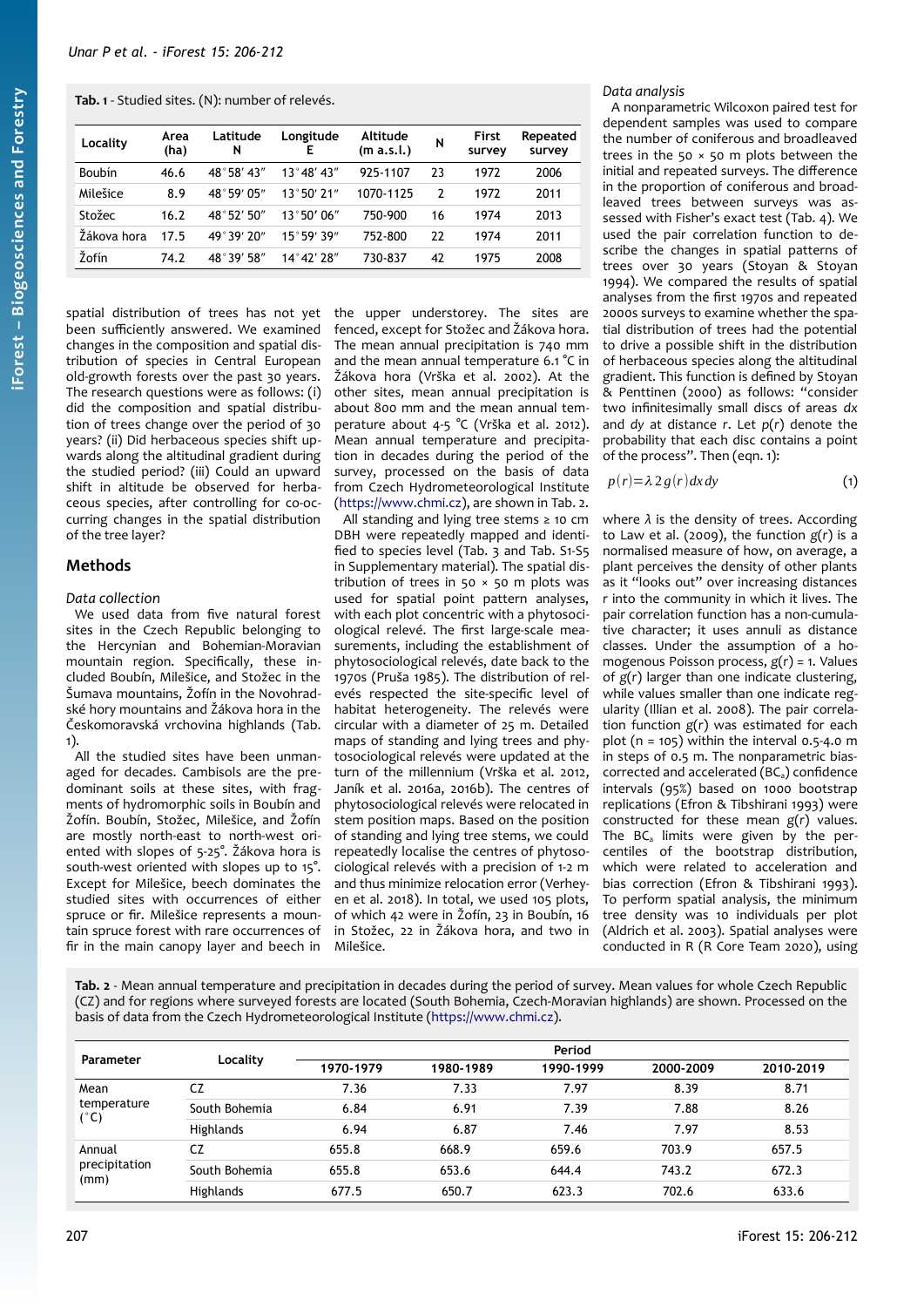**Tab. 1** - Studied sites. (N): number of relevés.

| Locality | Area (ha) | Latitude N | Longitude E | Altitude (m a.s.l.) | N | First survey | Repeated survey |
|---|---|---|---|---|---|---|---|
| Boubín | 46.6 | 48° 58′ 43″ | 13° 48′ 43″ | 925-1107 | 23 | 1972 | 2006 |
| Milešice | 8.9 | 48° 59′ 05″ | 13° 50′ 21″ | 1070-1125 | 2 | 1972 | 2011 |
| Stožec | 16.2 | 48° 52′ 50″ | 13° 50′ 06″ | 750-900 | 16 | 1974 | 2013 |
| Žákova hora | 17.5 | 49° 39′ 20″ | 15° 59′ 39″ | 752-800 | 22 | 1974 | 2011 |
| Žofín | 74.2 | 48° 39′ 58″ | 14° 42′ 28″ | 730-837 | 42 | 1975 | 2008 |

spatial distribution of trees has not yet been sufficiently answered. We examined changes in the composition and spatial distribution of species in Central European old-growth forests over the past 30 years. The research questions were as follows: (i) did the composition and spatial distribution of trees change over the period of 30 years? (ii) Did herbaceous species shift upwards along the altitudinal gradient during the studied period? (iii) Could an upward shift in altitude be observed for herbaceous species, after controlling for co-occurring changes in the spatial distribution of the tree layer?

## Methods

### Data collection

We used data from five natural forest sites in the Czech Republic belonging to the Hercynian and Bohemian-Moravian mountain region. Specifically, these included Boubín, Milešice, and Stožec in the Šumava mountains, Žofín in the Novohradské hory mountains and Žákova hora in the Českomoravská vrchovina highlands (Tab. 1).

All the studied sites have been unmanaged for decades. Cambisols are the predominant soils at these sites, with fragments of hydromorphic soils in Boubín and Žofín. Boubín, Stožec, Milešice, and Žofín are mostly north-east to north-west oriented with slopes of 5-25°. Žákova hora is south-west oriented with slopes up to 15°. Except for Milešice, beech dominates the studied sites with occurrences of either spruce or fir. Milešice represents a mountain spruce forest with rare occurrences of fir in the main canopy layer and beech in the upper understorey. The sites are fenced, except for Stožec and Žákova hora. The mean annual precipitation is 740 mm and the mean annual temperature 6.1 °C in Žákova hora (Vrška et al. 2002). At the other sites, mean annual precipitation is about 800 mm and the mean annual temperature about 4-5 °C (Vrška et al. 2012). Mean annual temperature and precipitation in decades during the period of the survey, processed on the basis of data from Czech Hydrometeorological Institute (https://www.chmi.cz), are shown in Tab. 2.

All standing and lying tree stems ≥ 10 cm DBH were repeatedly mapped and identified to species level (Tab. 3 and Tab. S1-S5 in Supplementary material). The spatial distribution of trees in 50 × 50 m plots was used for spatial point pattern analyses, with each plot concentric with a phytosociological relevé. The first large-scale measurements, including the establishment of phytosociological relevés, date back to the 1970s (Pruša 1985). The distribution of relevés respected the site-specific level of habitat heterogeneity. The relevés were circular with a diameter of 25 m. Detailed maps of standing and lying trees and phytosociological relevés were updated at the turn of the millennium (Vrška et al. 2012, Janík et al. 2016a, 2016b). The centres of phytosociological relevés were relocated in stem position maps. Based on the position of standing and lying tree stems, we could repeatedly localise the centres of phytosociological relevés with a precision of 1-2 m and thus minimize relocation error (Verheyen et al. 2018). In total, we used 105 plots, of which 42 were in Žofín, 23 in Boubín, 16 in Stožec, 22 in Žákova hora, and two in Milešice.

### Data analysis

A nonparametric Wilcoxon paired test for dependent samples was used to compare the number of coniferous and broadleaved trees in the 50 × 50 m plots between the initial and repeated surveys. The difference in the proportion of coniferous and broadleaved trees between surveys was assessed with Fisher's exact test (Tab. 4). We used the pair correlation function to describe the changes in spatial patterns of trees over 30 years (Stoyan & Stoyan 1994). We compared the results of spatial analyses from the first 1970s and repeated 2000s surveys to examine whether the spatial distribution of trees had the potential to drive a possible shift in the distribution of herbaceous species along the altitudinal gradient. This function is defined by Stoyan & Penttinen (2000) as follows: "consider two infinitesimally small discs of areas $dx$ and $dy$ at distance $r$. Let $p(r)$ denote the probability that each disc contains a point of the process". Then (eqn. 1):

$$p(r) = \lambda 2 g(r) dx\, dy \quad (1)$$

where $\lambda$ is the density of trees. According to Law et al. (2009), the function $g(r)$ is a normalised measure of how, on average, a plant perceives the density of other plants as it "looks out" over increasing distances $r$ into the community in which it lives. The pair correlation function has a non-cumulative character; it uses annuli as distance classes. Under the assumption of a homogenous Poisson process, $g(r) = 1$. Values of $g(r)$ larger than one indicate clustering, while values smaller than one indicate regularity (Illian et al. 2008). The pair correlation function $g(r)$ was estimated for each plot (n = 105) within the interval 0.5-4.0 m in steps of 0.5 m. The nonparametric bias-corrected and accelerated ($BC_a$) confidence intervals (95%) based on 1000 bootstrap replications (Efron & Tibshirani 1993) were constructed for these mean $g(r)$ values. The $BC_a$ limits were given by the percentiles of the bootstrap distribution, which were related to acceleration and bias correction (Efron & Tibshirani 1993). To perform spatial analysis, the minimum tree density was 10 individuals per plot (Aldrich et al. 2003). Spatial analyses were conducted in R (R Core Team 2020), using

**Tab. 2** - Mean annual temperature and precipitation in decades during the period of survey. Mean values for whole Czech Republic (CZ) and for regions where surveyed forests are located (South Bohemia, Czech-Moravian highlands) are shown. Processed on the basis of data from the Czech Hydrometeorological Institute (https://www.chmi.cz).

| Parameter | Locality | Period | | | | |
|---|---|---|---|---|---|---|
| | | 1970-1979 | 1980-1989 | 1990-1999 | 2000-2009 | 2010-2019 |
| Mean temperature (°C) | CZ | 7.36 | 7.33 | 7.97 | 8.39 | 8.71 |
| | South Bohemia | 6.84 | 6.91 | 7.39 | 7.88 | 8.26 |
| | Highlands | 6.94 | 6.87 | 7.46 | 7.97 | 8.53 |
| Annual precipitation (mm) | CZ | 655.8 | 668.9 | 659.6 | 703.9 | 657.5 |
| | South Bohemia | 655.8 | 653.6 | 644.4 | 743.2 | 672.3 |
| | Highlands | 677.5 | 650.7 | 623.3 | 702.6 | 633.6 |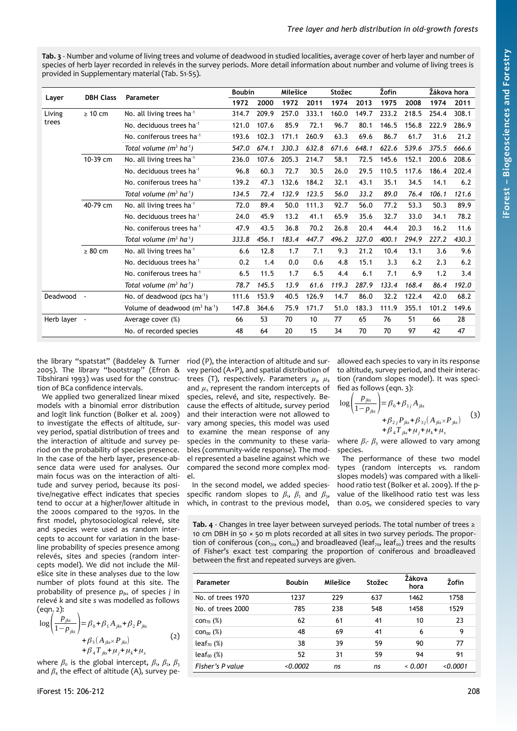**Tab. 3** - Number and volume of living trees and volume of deadwood in studied localities, average cover of herb layer and number of species of herb layer recorded in relevés in the survey periods. More detail information about number and volume of living trees is provided in Supplementary material (Tab. S1-S5).

| Layer | DBH Class | Parameter | Boubín | | Milešice | | Stožec | | Žofín | | Žákova hora | |
|---|---|---|---|---|---|---|---|---|---|---|---|---|
| | | | 1972 | 2000 | 1972 | 2011 | 1974 | 2013 | 1975 | 2008 | 1974 | 2011 |
| Living trees | ≥ 10 cm | No. all living trees ha$^{-1}$ | 314.7 | 209.9 | 257.0 | 333.1 | 160.0 | 149.7 | 233.2 | 218.5 | 254.4 | 308.1 |
| | | No. deciduous trees ha$^{-1}$ | 121.0 | 107.6 | 85.9 | 72.1 | 96.7 | 80.1 | 146.5 | 156.8 | 222.9 | 286.9 |
| | | No. coniferous trees ha$^{-1}$ | 193.6 | 102.3 | 171.1 | 260.9 | 63.3 | 69.6 | 86.7 | 61.7 | 31.6 | 21.2 |
| | | *Total volume (m$^3$ ha$^{-1}$)* | *547.0* | *674.1* | *330.3* | *632.8* | *671.6* | *648.1* | *622.6* | *539.6* | *375.5* | *666.6* |
| | 10-39 cm | No. all living trees ha$^{-1}$ | 236.0 | 107.6 | 205.3 | 214.7 | 58.1 | 72.5 | 145.6 | 152.1 | 200.6 | 208.6 |
| | | No. deciduous trees ha$^{-1}$ | 96.8 | 60.3 | 72.7 | 30.5 | 26.0 | 29.5 | 110.5 | 117.6 | 186.4 | 202.4 |
| | | No. coniferous trees ha$^{-1}$ | 139.2 | 47.3 | 132.6 | 184.2 | 32.1 | 43.1 | 35.1 | 34.5 | 14.1 | 6.2 |
| | | *Total volume (m$^3$ ha$^{-1}$)* | *134.5* | *72.4* | *132.9* | *123.5* | *56.0* | *33.2* | *89.0* | *76.4* | *106.1* | *121.6* |
| | 40-79 cm | No. all living trees ha$^{-1}$ | 72.0 | 89.4 | 50.0 | 111.3 | 92.7 | 56.0 | 77.2 | 53.3 | 50.3 | 89.9 |
| | | No. deciduous trees ha$^{-1}$ | 24.0 | 45.9 | 13.2 | 41.1 | 65.9 | 35.6 | 32.7 | 33.0 | 34.1 | 78.2 |
| | | No. coniferous trees ha$^{-1}$ | 47.9 | 43.5 | 36.8 | 70.2 | 26.8 | 20.4 | 44.4 | 20.3 | 16.2 | 11.6 |
| | | *Total volume (m$^3$ ha$^{-1}$)* | *333.8* | *456.1* | *183.4* | *447.7* | *496.2* | *327.0* | *400.1* | *294.9* | *227.2* | *430.3* |
| | ≥ 80 cm | No. all living trees ha$^{-1}$ | 6.6 | 12.8 | 1.7 | 7.1 | 9.3 | 21.2 | 10.4 | 13.1 | 3.6 | 9.6 |
| | | No. deciduous trees ha$^{-1}$ | 0.2 | 1.4 | 0.0 | 0.6 | 4.8 | 15.1 | 3.3 | 6.2 | 2.3 | 6.2 |
| | | No. coniferous trees ha$^{-1}$ | 6.5 | 11.5 | 1.7 | 6.5 | 4.4 | 6.1 | 7.1 | 6.9 | 1.2 | 3.4 |
| | | *Total volume (m$^3$ ha$^{-1}$)* | *78.7* | *145.5* | *13.9* | *61.6* | *119.3* | *287.9* | *133.4* | *168.4* | *86.4* | *192.0* |
| Deadwood | - | No. of deadwood (pcs ha$^{-1}$) | 111.6 | 153.9 | 40.5 | 126.9 | 14.7 | 86.0 | 32.2 | 122.4 | 42.0 | 68.2 |
| | | Volume of deadwood (m$^3$ ha$^{-1}$) | 147.8 | 364.6 | 75.9 | 171.7 | 51.0 | 183.3 | 111.9 | 355.1 | 101.2 | 149.6 |
| Herb layer | - | Average cover (%) | 66 | 53 | 70 | 10 | 77 | 65 | 76 | 51 | 66 | 28 |
| | | No. of recorded species | 48 | 64 | 20 | 15 | 34 | 70 | 70 | 97 | 42 | 47 |

the library "spatstat" (Baddeley & Turner 2005). The library "bootstrap" (Efron & Tibshirani 1993) was used for the construction of BCa confidence intervals.

We applied two generalized linear mixed models with a binomial error distribution and logit link function (Bolker et al. 2009) to investigate the effects of altitude, survey period, spatial distribution of trees and the interaction of altitude and survey period on the probability of species presence. In the case of the herb layer, presence-absence data were used for analyses. Our main focus was on the interaction of altitude and survey period, because its positive/negative effect indicates that species tend to occur at a higher/lower altitude in the 2000s compared to the 1970s. In the first model, phytosociological relevé, site and species were used as random intercepts to account for variation in the baseline probability of species presence among relevés, sites and species (random intercepts model). We did not include the Milešice site in these analyses due to the low number of plots found at this site. The probability of presence $p_{jks}$ of species $j$ in relevé $k$ and site $s$ was modelled as follows (eqn. 2):

$$\log\left(\frac{p_{jks}}{1-p_{jks}}\right)=\beta_0+\beta_1 A_{jks}+\beta_2 P_{jks}+\beta_3(A_{jks}\times P_{jks})+\beta_4 T_{jks}+\mu_j+\mu_k+\mu_s \quad (2)$$

where $\beta_0$ is the global intercept, $\beta_1$, $\beta_2$, $\beta_3$ and $\beta_4$ the effect of altitude (A), survey period (P), the interaction of altitude and survey period (A×P), and spatial distribution of trees (T), respectively. Parameters $\mu_j$, $\mu_k$ and $\mu_s$ represent the random intercepts of species, relevé, and site, respectively. Because the effects of altitude, survey period and their interaction were not allowed to vary among species, this model was used to examine the mean response of any species in the community to these variables (community-wide response). The model represented a baseline against which we compared the second more complex model.

In the second model, we added species-specific random slopes to $\beta_1$, $\beta_2$ and $\beta_3$, which, in contrast to the previous model, allowed each species to vary in its response to altitude, survey period, and their interaction (random slopes model). It was specified as follows (eqn. 3):

$$\log\left(\frac{p_{jks}}{1-p_{jks}}\right)=\beta_0+\beta_{1j} A_{jks}+\beta_{2j} P_{jks}+\beta_{3j}(A_{jks}\times P_{jks})+\beta_4 T_{jks}+\mu_j+\mu_k+\mu_s \quad (3)$$

where $\beta_1$- $\beta_3$ were allowed to vary among species.

The performance of these two model types (random intercepts *vs.* random slopes models) was compared with a likelihood ratio test (Bolker et al. 2009). If the p-value of the likelihood ratio test was less than 0.05, we considered species to vary

**Tab. 4** - Changes in tree layer between surveyed periods. The total number of trees ≥ 10 cm DBH in 50 × 50 m plots recorded at all sites in two survey periods. The proportion of coniferous (con$_{70}$, con$_{00}$) and broadleaved (leaf$_{70}$, leaf$_{00}$) trees and the results of Fisher's exact test comparing the proportion of coniferous and broadleaved between the first and repeated surveys are given.

| Parameter | Boubín | Milešice | Stožec | Žákova hora | Žofín |
|---|---|---|---|---|---|
| No. of trees 1970 | 1237 | 229 | 637 | 1462 | 1758 |
| No. of trees 2000 | 785 | 238 | 548 | 1458 | 1529 |
| con$_{70}$ (%) | 62 | 61 | 41 | 10 | 23 |
| con$_{00}$ (%) | 48 | 69 | 41 | 6 | 9 |
| leaf$_{70}$ (%) | 38 | 39 | 59 | 90 | 77 |
| leaf$_{00}$ (%) | 52 | 31 | 59 | 94 | 91 |
| *Fisher's P value* | *<0.0002* | *ns* | *ns* | *< 0.001* | *<0.0001* |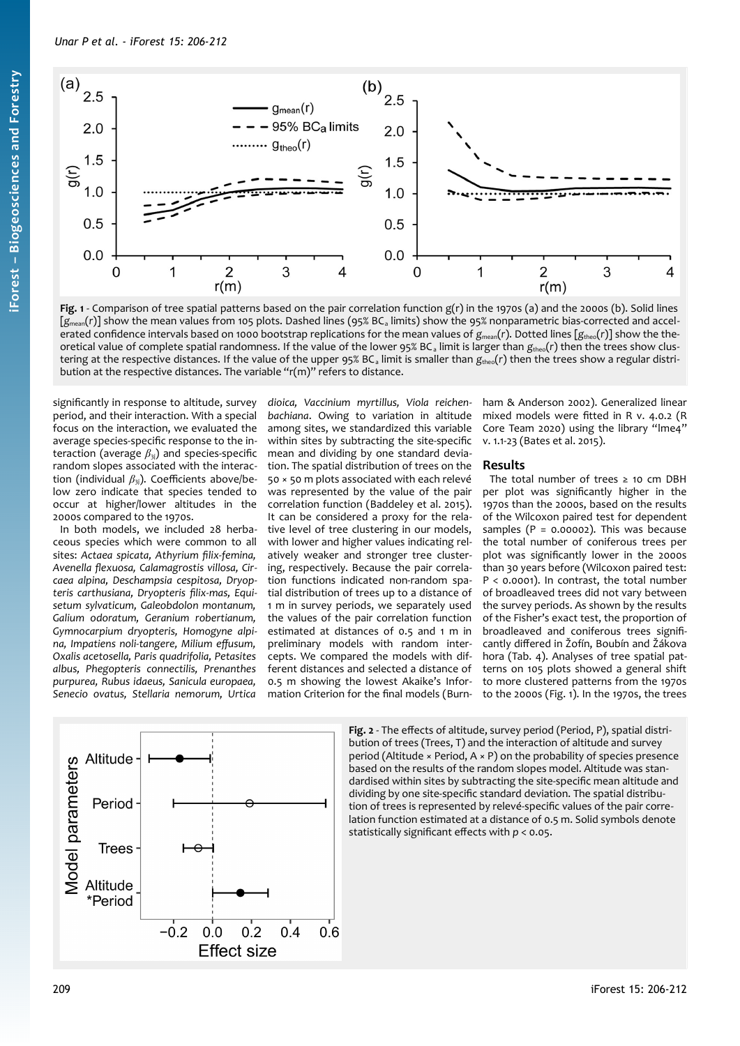Fig. 1 - Comparison of tree spatial patterns based on the pair correlation function g(r) in the 1970s (a) and the 2000s (b). Solid lines [$g_{mean}(r)$] show the mean values from 105 plots. Dashed lines (95% $BC_a$ limits) show the 95% nonparametric bias-corrected and accelerated confidence intervals based on 1000 bootstrap replications for the mean values of $g_{mean}(r)$. Dotted lines [$g_{theo}(r)$] show the theoretical value of complete spatial randomness. If the value of the lower 95% $BC_a$ limit is larger than $g_{theo}(r)$ then the trees show clustering at the respective distances. If the value of the upper 95% $BC_a$ limit is smaller than $g_{theo}(r)$ then the trees show a regular distribution at the respective distances. The variable "r(m)" refers to distance.

significantly in response to altitude, survey period, and their interaction. With a special focus on the interaction, we evaluated the average species-specific response to the interaction (average $\beta_{3j}$) and species-specific random slopes associated with the interaction (individual $\beta_{3j}$). Coefficients above/below zero indicate that species tended to occur at higher/lower altitudes in the 2000s compared to the 1970s.

In both models, we included 28 herbaceous species which were common to all sites: *Actaea spicata, Athyrium filix-femina, Avenella flexuosa, Calamagrostis villosa, Circaea alpina, Deschampsia cespitosa, Dryopteris carthusiana, Dryopteris filix-mas, Equisetum sylvaticum, Galeobdolon montanum, Galium odoratum, Geranium robertianum, Gymnocarpium dryopteris, Homogyne alpina, Impatiens noli-tangere, Milium effusum, Oxalis acetosella, Paris quadrifolia, Petasites albus, Phegopteris connectilis, Prenanthes purpurea, Rubus idaeus, Sanicula europaea, Senecio ovatus, Stellaria nemorum, Urtica dioica, Vaccinium myrtillus, Viola reichenbachiana*. Owing to variation in altitude among sites, we standardized this variable within sites by subtracting the site-specific mean and dividing by one standard deviation. The spatial distribution of trees on the 50 × 50 m plots associated with each relevé was represented by the value of the pair correlation function (Baddeley et al. 2015). It can be considered a proxy for the relative level of tree clustering in our models, with lower and higher values indicating relatively weaker and stronger tree clustering, respectively. Because the pair correlation functions indicated non-random spatial distribution of trees up to a distance of 1 m in survey periods, we separately used the values of the pair correlation function estimated at distances of 0.5 and 1 m in preliminary models with random intercepts. We compared the models with different distances and selected a distance of 0.5 m showing the lowest Akaike's Information Criterion for the final models (Burnham & Anderson 2002). Generalized linear mixed models were fitted in R v. 4.0.2 (R Core Team 2020) using the library "lme4" v. 1.1-23 (Bates et al. 2015).

## Results

The total number of trees ≥ 10 cm DBH per plot was significantly higher in the 1970s than the 2000s, based on the results of the Wilcoxon paired test for dependent samples (P = 0.00002). This was because the total number of coniferous trees per plot was significantly lower in the 2000s than 30 years before (Wilcoxon paired test: P < 0.0001). In contrast, the total number of broadleaved trees did not vary between the survey periods. As shown by the results of the Fisher's exact test, the proportion of broadleaved and coniferous trees significantly differed in Žofín, Boubín and Žákova hora (Tab. 4). Analyses of tree spatial patterns on 105 plots showed a general shift to more clustered patterns from the 1970s to the 2000s (Fig. 1). In the 1970s, the trees

Fig. 2 - The effects of altitude, survey period (Period, P), spatial distribution of trees (Trees, T) and the interaction of altitude and survey period (Altitude × Period, A × P) on the probability of species presence based on the results of the random slopes model. Altitude was standardised within sites by subtracting the site-specific mean altitude and dividing by one site-specific standard deviation. The spatial distribution of trees is represented by relevé-specific values of the pair correlation function estimated at a distance of 0.5 m. Solid symbols denote statistically significant effects with $p < 0.05$.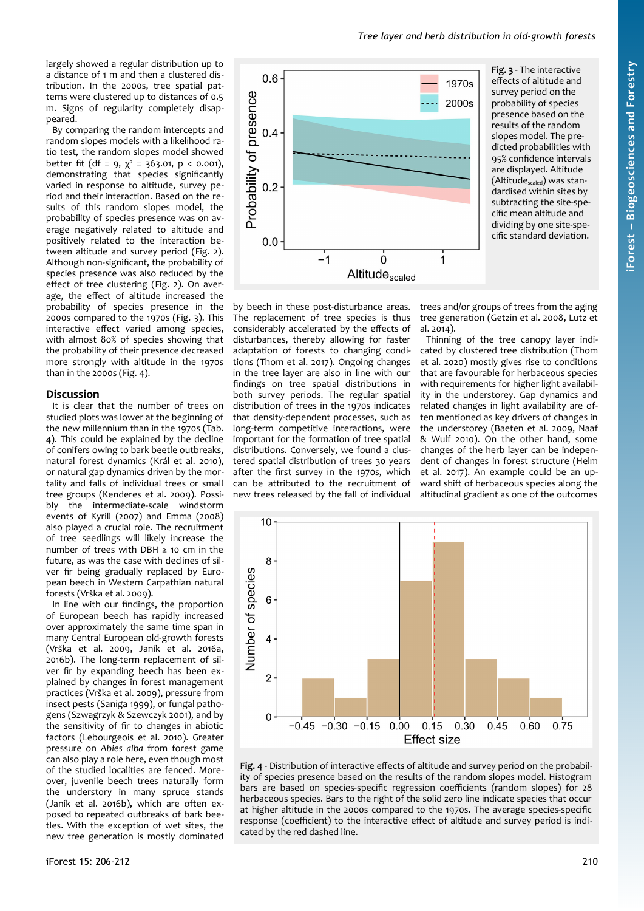largely showed a regular distribution up to a distance of 1 m and then a clustered distribution. In the 2000s, tree spatial patterns were clustered up to distances of 0.5 m. Signs of regularity completely disappeared.

By comparing the random intercepts and random slopes models with a likelihood ratio test, the random slopes model showed better fit (df = 9, $\chi^2$ = 363.01, $p < 0.001$), demonstrating that species significantly varied in response to altitude, survey period and their interaction. Based on the results of this random slopes model, the probability of species presence was on average negatively related to altitude and positively related to the interaction between altitude and survey period (Fig. 2). Although non-significant, the probability of species presence was also reduced by the effect of tree clustering (Fig. 2). On average, the effect of altitude increased the probability of species presence in the 2000s compared to the 1970s (Fig. 3). This interactive effect varied among species, with almost 80% of species showing that the probability of their presence decreased more strongly with altitude in the 1970s than in the 2000s (Fig. 4).

**Fig. 3** - The interactive effects of altitude and survey period on the probability of species presence based on the results of the random slopes model. The predicted probabilities with 95% confidence intervals are displayed. Altitude ($Altitude_{scaled}$) was standardised within sites by subtracting the site-specific mean altitude and dividing by one site-specific standard deviation.

## Discussion

It is clear that the number of trees on studied plots was lower at the beginning of the new millennium than in the 1970s (Tab. 4). This could be explained by the decline of conifers owing to bark beetle outbreaks, natural forest dynamics (Král et al. 2010), or natural gap dynamics driven by the mortality and falls of individual trees or small tree groups (Kenderes et al. 2009). Possibly the intermediate-scale windstorm events of Kyrill (2007) and Emma (2008) also played a crucial role. The recruitment of tree seedlings will likely increase the number of trees with DBH ≥ 10 cm in the future, as was the case with declines of silver fir being gradually replaced by European beech in Western Carpathian natural forests (Vrška et al. 2009).

In line with our findings, the proportion of European beech has rapidly increased over approximately the same time span in many Central European old-growth forests (Vrška et al. 2009, Janík et al. 2016a, 2016b). The long-term replacement of silver fir by expanding beech has been explained by changes in forest management practices (Vrška et al. 2009), pressure from insect pests (Saniga 1999), or fungal pathogens (Szwagrzyk & Szewczyk 2001), and by the sensitivity of fir to changes in abiotic factors (Lebourgeois et al. 2010). Greater pressure on *Abies alba* from forest game can also play a role here, even though most of the studied localities are fenced. Moreover, juvenile beech trees naturally form the understory in many spruce stands (Janík et al. 2016b), which are often exposed to repeated outbreaks of bark beetles. With the exception of wet sites, the new tree generation is mostly dominated by beech in these post-disturbance areas. The replacement of tree species is thus considerably accelerated by the effects of disturbances, thereby allowing for faster adaptation of forests to changing conditions (Thom et al. 2017). Ongoing changes in the tree layer are also in line with our findings on tree spatial distributions in both survey periods. The regular spatial distribution of trees in the 1970s indicates that density-dependent processes, such as long-term competitive interactions, were important for the formation of tree spatial distributions. Conversely, we found a clustered spatial distribution of trees 30 years after the first survey in the 1970s, which can be attributed to the recruitment of new trees released by the fall of individual trees and/or groups of trees from the aging tree generation (Getzin et al. 2008, Lutz et al. 2014).

Thinning of the tree canopy layer indicated by clustered tree distribution (Thom et al. 2020) mostly gives rise to conditions that are favourable for herbaceous species with requirements for higher light availability in the understorey (Baeten et al. 2009, Naaf & Wulf 2010). Gap dynamics and related changes in light availability are often mentioned as key drivers of changes in the understorey (Baeten et al. 2009, Naaf & Wulf 2010). On the other hand, some changes of the herb layer can be independent of changes in forest structure (Helm et al. 2017). An example could be an upward shift of herbaceous species along the altitudinal gradient as one of the outcomes

**Fig. 4** - Distribution of interactive effects of altitude and survey period on the probability of species presence based on the results of the random slopes model. Histogram bars are based on species-specific regression coefficients (random slopes) for 28 herbaceous species. Bars to the right of the solid zero line indicate species that occur at higher altitude in the 2000s compared to the 1970s. The average species-specific response (coefficient) to the interactive effect of altitude and survey period is indicated by the red dashed line.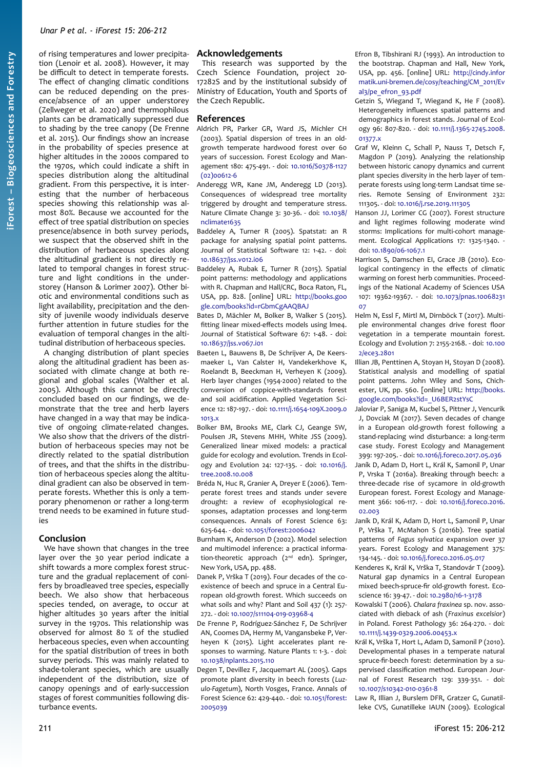of rising temperatures and lower precipitation (Lenoir et al. 2008). However, it may be difficult to detect in temperate forests. The effect of changing climatic conditions can be reduced depending on the presence/absence of an upper understorey (Zellweger et al. 2020) and thermophilous plants can be dramatically suppressed due to shading by the tree canopy (De Frenne et al. 2015). Our findings show an increase in the probability of species presence at higher altitudes in the 2000s compared to the 1970s, which could indicate a shift in species distribution along the altitudinal gradient. From this perspective, it is interesting that the number of herbaceous species showing this relationship was almost 80%. Because we accounted for the effect of tree spatial distribution on species presence/absence in both survey periods, we suspect that the observed shift in the distribution of herbaceous species along the altitudinal gradient is not directly related to temporal changes in forest structure and light conditions in the understorey (Hanson & Lorimer 2007). Other biotic and environmental conditions such as light availability, precipitation and the density of juvenile woody individuals deserve further attention in future studies for the evaluation of temporal changes in the altitudinal distribution of herbaceous species.

A changing distribution of plant species along the altitudinal gradient has been associated with climate change at both regional and global scales (Walther et al. 2005). Although this cannot be directly concluded based on our findings, we demonstrate that the tree and herb layers have changed in a way that may be indicative of ongoing climate-related changes. We also show that the drivers of the distribution of herbaceous species may not be directly related to the spatial distribution of trees, and that the shifts in the distribution of herbaceous species along the altitudinal gradient can also be observed in temperate forests. Whether this is only a temporary phenomenon or rather a long-term trend needs to be examined in future studies

## Conclusion

We have shown that changes in the tree layer over the 30 year period indicate a shift towards a more complex forest structure and the gradual replacement of conifers by broadleaved tree species, especially beech. We also show that herbaceous species tended, on average, to occur at higher altitudes 30 years after the initial survey in the 1970s. This relationship was observed for almost 80 % of the studied herbaceous species, even when accounting for the spatial distribution of trees in both survey periods. This was mainly related to shade-tolerant species, which are usually independent of the distribution, size of canopy openings and of early-succession stages of forest communities following disturbance events.

## Acknowledgements

This research was supported by the Czech Science Foundation, project 20-17282S and by the institutional subsidy of Ministry of Education, Youth and Sports of the Czech Republic.

## References

Aldrich PR, Parker GR, Ward JS, Michler CH (2003). Spatial dispersion of trees in an old-growth temperate hardwood forest over 60 years of succession. Forest Ecology and Management 180: 475-491. - doi: 10.1016/S0378-1127(02)00612-6

Anderegg WR, Kane JM, Anderegg LD (2013). Consequences of widespread tree mortality triggered by drought and temperature stress. Nature Climate Change 3: 30-36. - doi: 10.1038/nclimate1635

Baddeley A, Turner R (2005). Spatstat: an R package for analysing spatial point patterns. Journal of Statistical Software 12: 1-42. - doi: 10.18637/jss.v012.i06

Baddeley A, Rubak E, Turner R (2015). Spatial point patterns: methodology and applications with R. Chapman and Hall/CRC, Boca Raton, FL, USA, pp. 828. [online] URL: http://books.google.com/books?id=rGbmCgAAQBAJ

Bates D, Mächler M, Bolker B, Walker S (2015). fitting linear mixed-effects models using lme4. Journal of Statistical Software 67: 1-48. - doi: 10.18637/jss.v067.i01

Baeten L, Bauwens B, De Schrijver A, De Keersmaeker L, Van Calster H, Vandekerkhove K, Roelandt B, Beeckman H, Verheyen K (2009). Herb layer changes (1954-2000) related to the conversion of coppice-with-standards forest and soil acidification. Applied Vegetation Science 12: 187-197. - doi: 10.1111/j.1654-109X.2009.01013.x

Bolker BM, Brooks ME, Clark CJ, Geange SW, Poulsen JR, Stevens MHH, White JSS (2009). Generalized linear mixed models: a practical guide for ecology and evolution. Trends in Ecology and Evolution 24: 127-135. - doi: 10.1016/j.tree.2008.10.008

Bréda N, Huc R, Granier A, Dreyer E (2006). Temperate forest trees and stands under severe drought: a review of ecophysiological responses, adaptation processes and long-term consequences. Annals of Forest Science 63: 625-644. - doi: 10.1051/forest:2006042

Burnham K, Anderson D (2002). Model selection and multimodel inference: a practical information-theoretic approach (2nd edn). Springer, New York, USA, pp. 488.

Danek P, Vrška T (2019). Four decades of the coexistence of beech and spruce in a Central European old-growth forest. Which succeeds on what soils and why? Plant and Soil 437 (1): 257-272. - doi: 10.1007/s11104-019-03968-4

De Frenne P, Rodríguez-Sánchez F, De Schrijver AN, Coomes DA, Hermy M, Vangansbeke P, Verheyen K (2015). Light accelerates plant responses to warming. Nature Plants 1: 1-3. - doi: 10.1038/nplants.2015.110

Degen T, Devillez F, Jacquemart AL (2005). Gaps promote plant diversity in beech forests (*Luzulo-Fagetum*), North Vosges, France. Annals of Forest Science 62: 429-440. - doi: 10.1051/forest:2005039

Efron B, Tibshirani RJ (1993). An introduction to the bootstrap. Chapman and Hall, New York, USA, pp. 456. [online] URL: http://cindy.informatik.uni-bremen.de/cosy/teaching/CM_2011/Eval3/pe_efron_93.pdf

Getzin S, Wiegand T, Wiegand K, He F (2008). Heterogeneity influences spatial patterns and demographics in forest stands. Journal of Ecology 96: 807-820. - doi: 10.1111/j.1365-2745.2008.01377.x

Graf W, Kleinn C, Schall P, Nauss T, Detsch F, Magdon P (2019). Analyzing the relationship between historic canopy dynamics and current plant species diversity in the herb layer of temperate forests using long-term Landsat time series. Remote Sensing of Environment 232: 111305. - doi: 10.1016/j.rse.2019.111305

Hanson JJ, Lorimer CG (2007). Forest structure and light regimes following moderate wind storms: Implications for multi-cohort management. Ecological Applications 17: 1325-1340. - doi: 10.1890/06-1067.1

Harrison S, Damschen EI, Grace JB (2010). Ecological contingency in the effects of climatic warming on forest herb communities. Proceedings of the National Academy of Sciences USA 107: 19362-19367. - doi: 10.1073/pnas.1006823107

Helm N, Essl F, Mirtl M, Dirnböck T (2017). Multiple environmental changes drive forest floor vegetation in a temperate mountain forest. Ecology and Evolution 7: 2155-2168. - doi: 10.1002/ece3.2801

Illian JB, Penttinen A, Stoyan H, Stoyan D (2008). Statistical analysis and modelling of spatial point patterns. John Wiley and Sons, Chichester, UK, pp. 560. [online] URL: http://books.google.com/books?id=_U6BER2stYsC

Jaloviar P, Saniga M, Kucbel S, Pittner J, Vencurik J, Dovciak M (2017). Seven decades of change in a European old-growth forest following a stand-replacing wind disturbance: a long-term case study. Forest Ecology and Management 399: 197-205. - doi: 10.1016/j.foreco.2017.05.036

Janík D, Adam D, Hort L, Král K, Samonil P, Unar P, Vrska T (2016a). Breaking through beech: a three-decade rise of sycamore in old-growth European forest. Forest Ecology and Management 366: 106-117. - doi: 10.1016/j.foreco.2016.02.003

Janík D, Král K, Adam D, Hort L, Samonil P, Unar P, Vrška T, McMahon S (2016b). Tree spatial patterns of *Fagus sylvatica* expansion over 37 years. Forest Ecology and Management 375: 134-145. - doi: 10.1016/j.foreco.2016.05.017

Kenderes K, Král K, Vrška T, Standovár T (2009). Natural gap dynamics in a Central European mixed beech-spruce-fir old-growth forest. Ecoscience 16: 39-47. - doi: 10.2980/16-1-3178

Kowalski T (2006). *Chalara fraxinea* sp. nov. associated with dieback of ash (*Fraxinus excelsior*) in Poland. Forest Pathology 36: 264-270. - doi: 10.1111/j.1439-0329.2006.00453.x

Král K, Vrška T, Hort L, Adam D, Samonil P (2010). Developmental phases in a temperate natural spruce-fir-beech forest: determination by a supervised classification method. European Journal of Forest Research 129: 339-351. - doi: 10.1007/s10342-010-0361-8

Law R, Illian J, Burslem DFR, Gratzer G, Gunatilleke CVS, Gunatilleke IAUN (2009). Ecological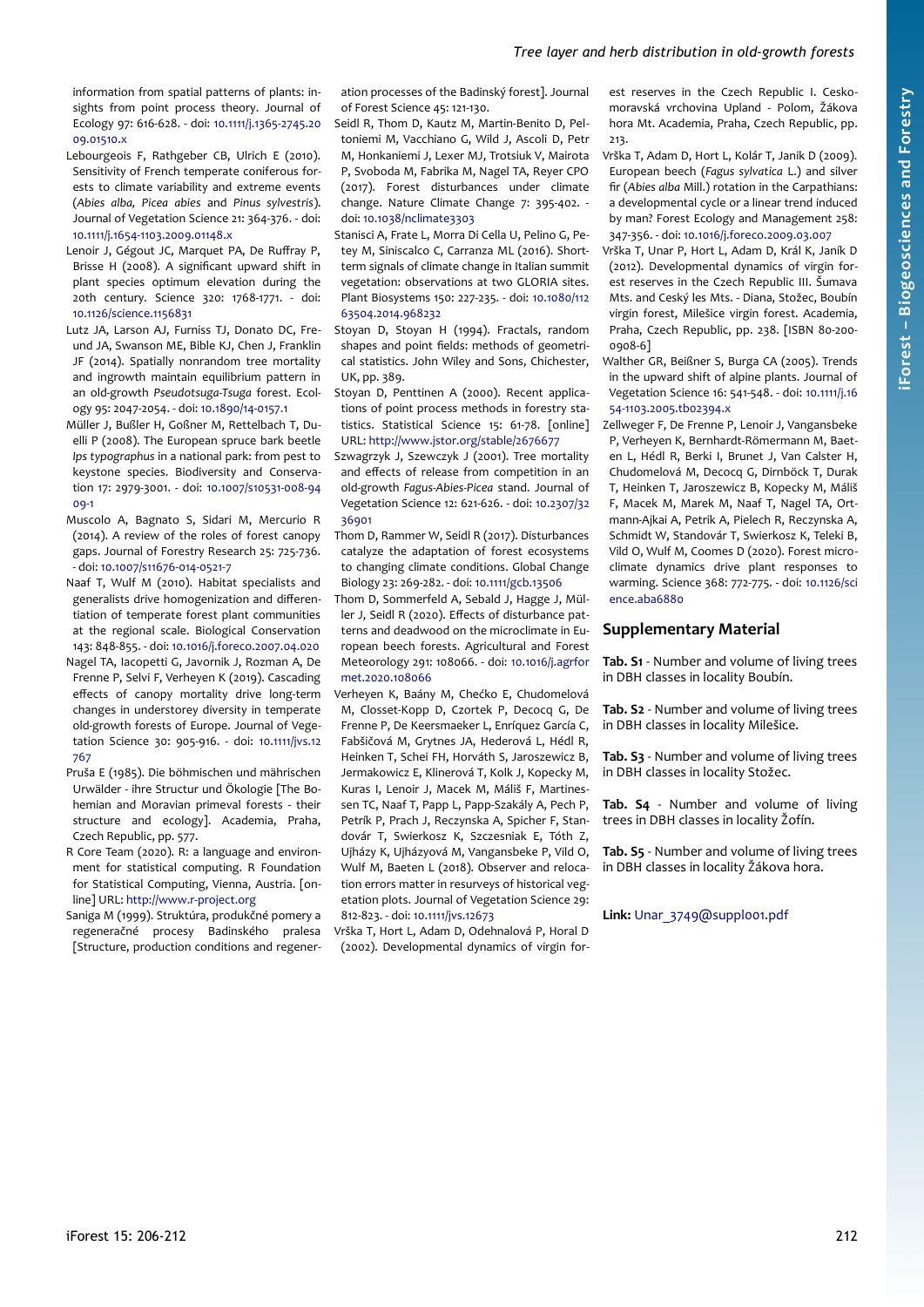information from spatial patterns of plants: insights from point process theory. Journal of Ecology 97: 616-628. - doi: 10.1111/j.1365-2745.2009.01510.x

Lebourgeois F, Rathgeber CB, Ulrich E (2010). Sensitivity of French temperate coniferous forests to climate variability and extreme events (*Abies alba*, *Picea abies* and *Pinus sylvestris*). Journal of Vegetation Science 21: 364-376. - doi: 10.1111/j.1654-1103.2009.01148.x

Lenoir J, Gégout JC, Marquet PA, De Ruffray P, Brisse H (2008). A significant upward shift in plant species optimum elevation during the 20th century. Science 320: 1768-1771. - doi: 10.1126/science.1156831

Lutz JA, Larson AJ, Furniss TJ, Donato DC, Freund JA, Swanson ME, Bible KJ, Chen J, Franklin JF (2014). Spatially nonrandom tree mortality and ingrowth maintain equilibrium pattern in an old-growth *Pseudotsuga-Tsuga* forest. Ecology 95: 2047-2054. - doi: 10.1890/14-0157.1

Müller J, Bußler H, Goßner M, Rettelbach T, Duelli P (2008). The European spruce bark beetle *Ips typographus* in a national park: from pest to keystone species. Biodiversity and Conservation 17: 2979-3001. - doi: 10.1007/s10531-008-9409-1

Muscolo A, Bagnato S, Sidari M, Mercurio R (2014). A review of the roles of forest canopy gaps. Journal of Forestry Research 25: 725-736. - doi: 10.1007/s11676-014-0521-7

Naaf T, Wulf M (2010). Habitat specialists and generalists drive homogenization and differentiation of temperate forest plant communities at the regional scale. Biological Conservation 143: 848-855. - doi: 10.1016/j.foreco.2007.04.020

Nagel TA, Iacopetti G, Javornik J, Rozman A, De Frenne P, Selvi F, Verheyen K (2019). Cascading effects of canopy mortality drive long-term changes in understorey diversity in temperate old-growth forests of Europe. Journal of Vegetation Science 30: 905-916. - doi: 10.1111/jvs.12767

Pruša E (1985). Die böhmischen und mährischen Urwälder - ihre Structur und Ökologie [The Bohemian and Moravian primeval forests - their structure and ecology]. Academia, Praha, Czech Republic, pp. 577.

R Core Team (2020). R: a language and environment for statistical computing. R Foundation for Statistical Computing, Vienna, Austria. [online] URL: http://www.r-project.org

Saniga M (1999). Struktúra, produkčné pomery a regeneračné procesy Badinského pralesa [Structure, production conditions and regeneration processes of the Badinský forest]. Journal of Forest Science 45: 121-130.

Seidl R, Thom D, Kautz M, Martin-Benito D, Peltoniemi M, Vacchiano G, Wild J, Ascoli D, Petr M, Honkaniemi J, Lexer MJ, Trotsiuk V, Mairota P, Svoboda M, Fabrika M, Nagel TA, Reyer CPO (2017). Forest disturbances under climate change. Nature Climate Change 7: 395-402. - doi: 10.1038/nclimate3303

Stanisci A, Frate L, Morra Di Cella U, Pelino G, Petey M, Siniscalco C, Carranza ML (2016). Short-term signals of climate change in Italian summit vegetation: observations at two GLORIA sites. Plant Biosystems 150: 227-235. - doi: 10.1080/11263504.2014.968232

Stoyan D, Stoyan H (1994). Fractals, random shapes and point fields: methods of geometrical statistics. John Wiley and Sons, Chichester, UK, pp. 389.

Stoyan D, Penttinen A (2000). Recent applications of point process methods in forestry statistics. Statistical Science 15: 61-78. [online] URL: http://www.jstor.org/stable/2676677

Szwagrzyk J, Szewczyk J (2001). Tree mortality and effects of release from competition in an old-growth *Fagus-Abies-Picea* stand. Journal of Vegetation Science 12: 621-626. - doi: 10.2307/3236901

Thom D, Rammer W, Seidl R (2017). Disturbances catalyze the adaptation of forest ecosystems to changing climate conditions. Global Change Biology 23: 269-282. - doi: 10.1111/gcb.13506

Thom D, Sommerfeld A, Sebald J, Hagge J, Müller J, Seidl R (2020). Effects of disturbance patterns and deadwood on the microclimate in European beech forests. Agricultural and Forest Meteorology 291: 108066. - doi: 10.1016/j.agrformet.2020.108066

Verheyen K, Baány M, Chećko E, Chudomelová M, Closset-Kopp D, Czortek P, Decocq G, De Frenne P, De Keersmaeker L, Enríquez García C, Fabšičová M, Grytnes JA, Hederová L, Hédl R, Heinken T, Schei FH, Horváth S, Jaroszewicz B, Jermakowicz E, Klinerová T, Kolk J, Kopecky M, Kuras I, Lenoir J, Macek M, Máliš F, Martinessen TC, Naaf T, Papp L, Papp-Szakály A, Pech P, Petrík P, Prach J, Reczynska K, Spicher F, Standovár T, Swierkosz K, Szczesniak E, Tóth Z, Ujházy K, Ujházyová M, Vangansbeke P, Vild O, Wulf M, Baeten L (2018). Observer and relocation errors matter in resurveys of historical vegetation plots. Journal of Vegetation Science 29: 812-823. - doi: 10.1111/jvs.12673

Vrška T, Hort L, Adam D, Odehnalová P, Horal D (2002). Developmental dynamics of virgin forest reserves in the Czech Republic I. Ceskomoravská vrchovina Upland - Polom, Žákova hora Mt. Academia, Praha, Czech Republic, pp. 213.

Vrška T, Adam D, Hort L, Kolár T, Janik D (2009). European beech (*Fagus sylvatica* L.) and silver fir (*Abies alba* Mill.) rotation in the Carpathians: a developmental cycle or a linear trend induced by man? Forest Ecology and Management 258: 347-356. - doi: 10.1016/j.foreco.2009.03.007

Vrška T, Unar P, Hort L, Adam D, Král K, Janík D (2012). Developmental dynamics of virgin forest reserves in the Czech Republic III. Šumava Mts. and Ceský les Mts. - Diana, Stožec, Boubín virgin forest, Milešice virgin forest. Academia, Praha, Czech Republic, pp. 238. [ISBN 80-200-0908-6]

Walther GR, Beißner S, Burga CA (2005). Trends in the upward shift of alpine plants. Journal of Vegetation Science 16: 541-548. - doi: 10.1111/j.1654-1103.2005.tb02394.x

Zellweger F, De Frenne P, Lenoir J, Vangansbeke P, Verheyen K, Bernhardt-Römermann M, Baeten L, Hédl R, Berki I, Brunet J, Van Calster H, Chudomelová M, Decocq G, Dirnböck T, Durak T, Heinken T, Jaroszewicz B, Kopecky M, Máliš F, Macek M, Marek M, Naaf T, Nagel TA, Ortmann-Ajkai A, Petrik A, Pielech R, Reczynska A, Schmidt W, Standovár T, Swierkosz K, Teleki B, Vild O, Wulf M, Coomes D (2020). Forest microclimate dynamics drive plant responses to warming. Science 368: 772-775. - doi: 10.1126/science.aba6880

## Supplementary Material

**Tab. S1** - Number and volume of living trees in DBH classes in locality Boubín.

**Tab. S2** - Number and volume of living trees in DBH classes in locality Milešice.

**Tab. S3** - Number and volume of living trees in DBH classes in locality Stožec.

**Tab. S4** - Number and volume of living trees in DBH classes in locality Žofín.

**Tab. S5** - Number and volume of living trees in DBH classes in locality Žákova hora.

**Link:** Unar_3749@suppl001.pdf